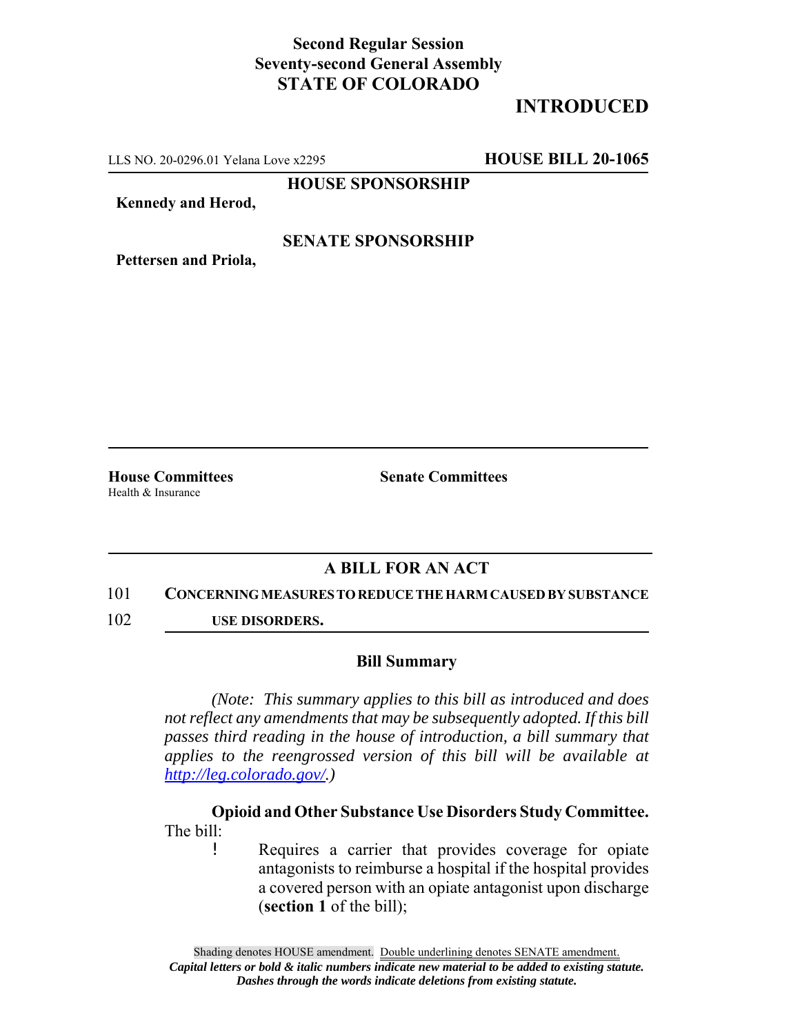**Second Regular Session**
**Seventy-second General Assembly**
**STATE OF COLORADO**

# INTRODUCTED

LLS NO. 20-0296.01 Yelana Love x2295 **HOUSE BILL 20-1065**

**HOUSE SPONSORSHIP**

**Kennedy and Herod,**

**SENATE SPONSORSHIP**

**Pettersen and Priola,**

---

**House Committees**
Health & Insurance

**Senate Committees**

---

## A BILL FOR AN ACT

101 **CONCERNING MEASURES TO REDUCE THE HARM CAUSED BY SUBSTANCE**
102 **USE DISORDERS.**

### Bill Summary

*(Note: This summary applies to this bill as introduced and does not reflect any amendments that may be subsequently adopted. If this bill passes third reading in the house of introduction, a bill summary that applies to the reengrossed version of this bill will be available at http://leg.colorado.gov/.)*

**Opioid and Other Substance Use Disorders Study Committee.** The bill:

- Requires a carrier that provides coverage for opiate antagonists to reimburse a hospital if the hospital provides a covered person with an opiate antagonist upon discharge (**section 1** of the bill);

Shading denotes HOUSE amendment. Double underlining denotes SENATE amendment.
*Capital letters or bold & italic numbers indicate new material to be added to existing statute.*
*Dashes through the words indicate deletions from existing statute.*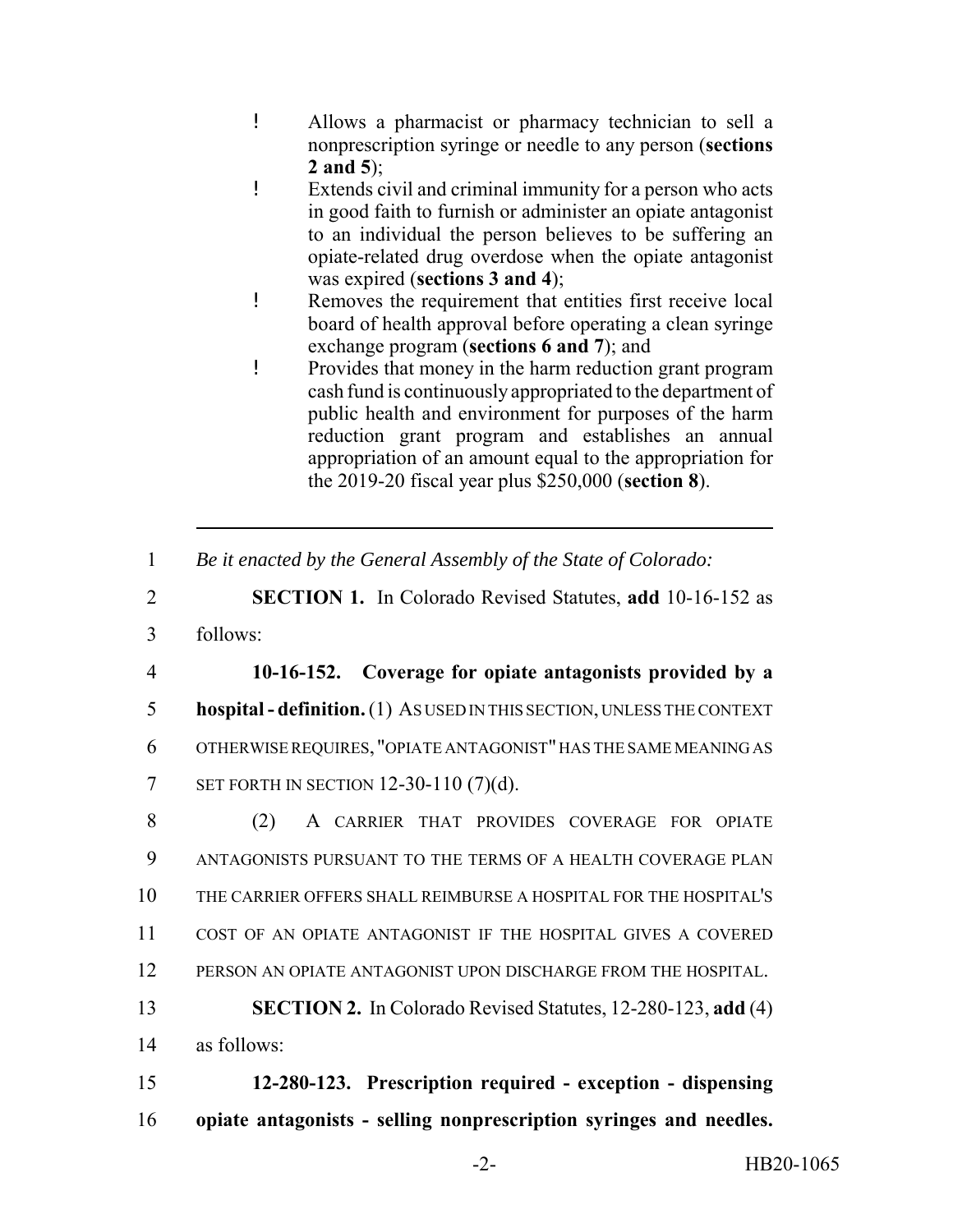- Allows a pharmacist or pharmacy technician to sell a nonprescription syringe or needle to any person (**sections 2 and 5**);
- Extends civil and criminal immunity for a person who acts in good faith to furnish or administer an opiate antagonist to an individual the person believes to be suffering an opiate-related drug overdose when the opiate antagonist was expired (**sections 3 and 4**);
- Removes the requirement that entities first receive local board of health approval before operating a clean syringe exchange program (**sections 6 and 7**); and
- Provides that money in the harm reduction grant program cash fund is continuously appropriated to the department of public health and environment for purposes of the harm reduction grant program and establishes an annual appropriation of an amount equal to the appropriation for the 2019-20 fiscal year plus $250,000 (**section 8**).

---

1 *Be it enacted by the General Assembly of the State of Colorado:*

2 **SECTION 1.** In Colorado Revised Statutes, **add** 10-16-152 as
3 follows:

4 **10-16-152. Coverage for opiate antagonists provided by a**
5 **hospital - definition.** (1) AS USED IN THIS SECTION, UNLESS THE CONTEXT
6 OTHERWISE REQUIRES, "OPIATE ANTAGONIST" HAS THE SAME MEANING AS
7 SET FORTH IN SECTION 12-30-110 (7)(d).

8 (2) A CARRIER THAT PROVIDES COVERAGE FOR OPIATE
9 ANTAGONISTS PURSUANT TO THE TERMS OF A HEALTH COVERAGE PLAN
10 THE CARRIER OFFERS SHALL REIMBURSE A HOSPITAL FOR THE HOSPITAL'S
11 COST OF AN OPIATE ANTAGONIST IF THE HOSPITAL GIVES A COVERED
12 PERSON AN OPIATE ANTAGONIST UPON DISCHARGE FROM THE HOSPITAL.

13 **SECTION 2.** In Colorado Revised Statutes, 12-280-123, **add** (4)
14 as follows:

15 **12-280-123. Prescription required - exception - dispensing**
16 **opiate antagonists - selling nonprescription syringes and needles.**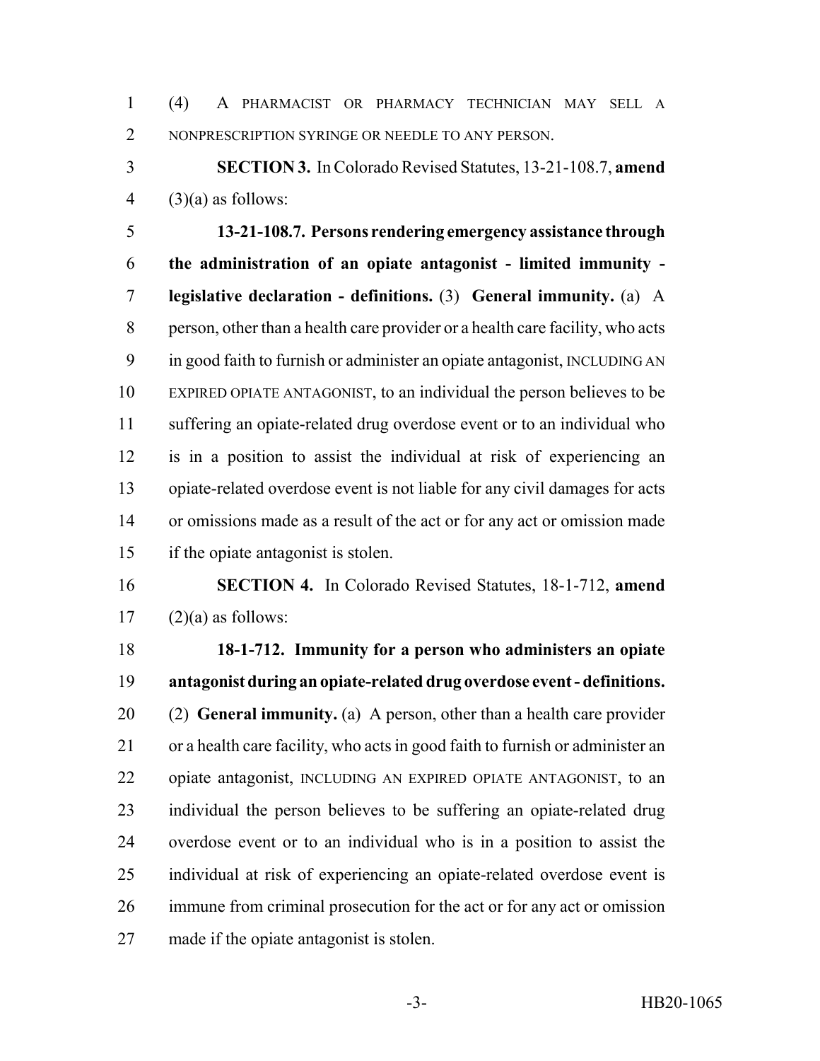(4) A PHARMACIST OR PHARMACY TECHNICIAN MAY SELL A NONPRESCRIPTION SYRINGE OR NEEDLE TO ANY PERSON.

**SECTION 3.** In Colorado Revised Statutes, 13-21-108.7, **amend** (3)(a) as follows:

**13-21-108.7. Persons rendering emergency assistance through the administration of an opiate antagonist - limited immunity - legislative declaration - definitions.** (3) **General immunity.** (a) A person, other than a health care provider or a health care facility, who acts in good faith to furnish or administer an opiate antagonist, INCLUDING AN EXPIRED OPIATE ANTAGONIST, to an individual the person believes to be suffering an opiate-related drug overdose event or to an individual who is in a position to assist the individual at risk of experiencing an opiate-related overdose event is not liable for any civil damages for acts or omissions made as a result of the act or for any act or omission made if the opiate antagonist is stolen.

**SECTION 4.** In Colorado Revised Statutes, 18-1-712, **amend** (2)(a) as follows:

**18-1-712. Immunity for a person who administers an opiate antagonist during an opiate-related drug overdose event - definitions.** (2) **General immunity.** (a) A person, other than a health care provider or a health care facility, who acts in good faith to furnish or administer an opiate antagonist, INCLUDING AN EXPIRED OPIATE ANTAGONIST, to an individual the person believes to be suffering an opiate-related drug overdose event or to an individual who is in a position to assist the individual at risk of experiencing an opiate-related overdose event is immune from criminal prosecution for the act or for any act or omission made if the opiate antagonist is stolen.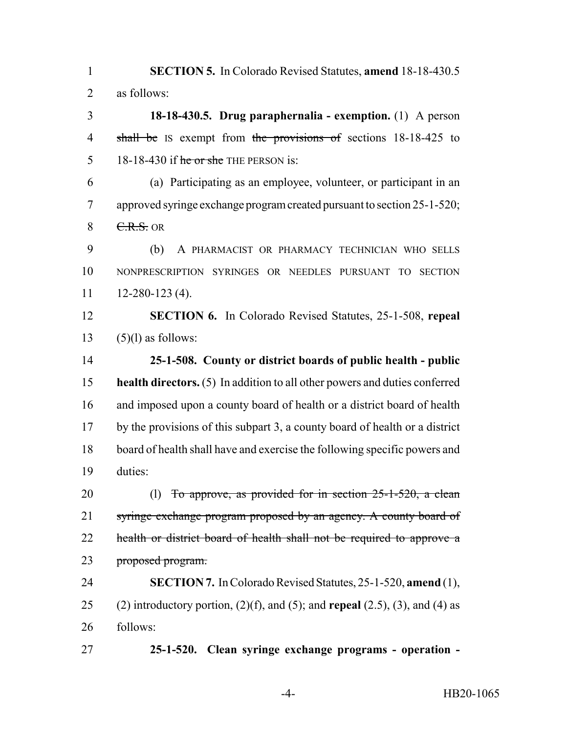**SECTION 5.** In Colorado Revised Statutes, **amend** 18-18-430.5 as follows:

**18-18-430.5. Drug paraphernalia - exemption.** (1) A person ~~shall be~~ IS exempt from ~~the provisions of~~ sections 18-18-425 to 18-18-430 if ~~he or she~~ THE PERSON is:

(a) Participating as an employee, volunteer, or participant in an approved syringe exchange program created pursuant to section 25-1-520; ~~C.R.S.~~ OR

(b) A PHARMACIST OR PHARMACY TECHNICIAN WHO SELLS NONPRESCRIPTION SYRINGES OR NEEDLES PURSUANT TO SECTION 12-280-123 (4).

**SECTION 6.** In Colorado Revised Statutes, 25-1-508, **repeal** (5)(l) as follows:

**25-1-508. County or district boards of public health - public health directors.** (5) In addition to all other powers and duties conferred and imposed upon a county board of health or a district board of health by the provisions of this subpart 3, a county board of health or a district board of health shall have and exercise the following specific powers and duties:

(l) ~~To approve, as provided for in section 25-1-520, a clean syringe exchange program proposed by an agency. A county board of health or district board of health shall not be required to approve a proposed program.~~

**SECTION 7.** In Colorado Revised Statutes, 25-1-520, **amend** (1), (2) introductory portion, (2)(f), and (5); and **repeal** (2.5), (3), and (4) as follows:

**25-1-520. Clean syringe exchange programs - operation -**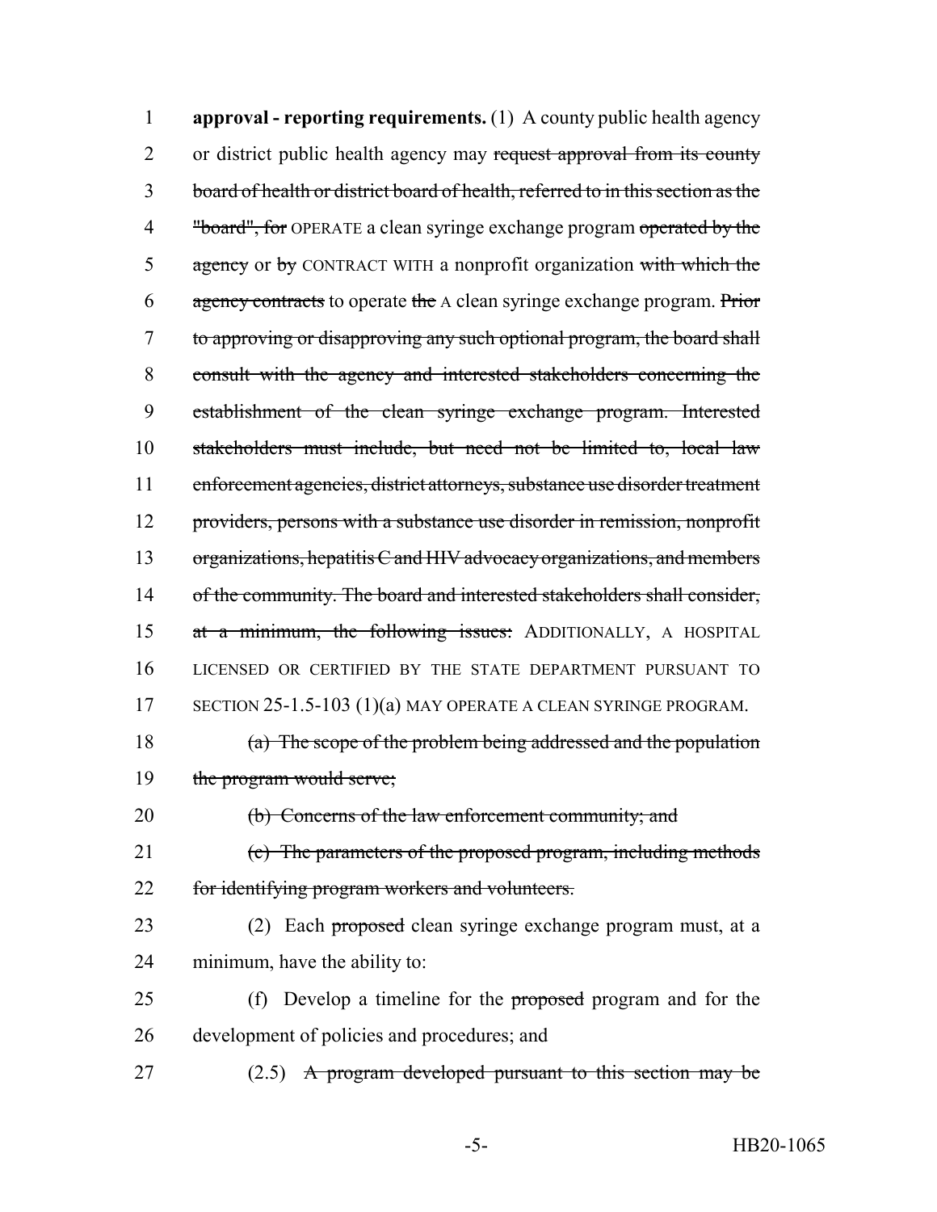1 **approval - reporting requirements.** (1) A county public health agency
2 or district public health agency may ~~request approval from its county~~
3 ~~board of health or district board of health, referred to in this section as the~~
4 ~~"board", for~~ OPERATE a clean syringe exchange program ~~operated by the~~
5 ~~agency~~ or ~~by~~ CONTRACT WITH a nonprofit organization ~~with which the~~
6 ~~agency contracts~~ to operate ~~the~~ A clean syringe exchange program. ~~Prior~~
7 ~~to approving or disapproving any such optional program, the board shall~~
8 ~~consult with the agency and interested stakeholders concerning the~~
9 ~~establishment of the clean syringe exchange program. Interested~~
10 ~~stakeholders must include, but need not be limited to, local law~~
11 ~~enforcement agencies, district attorneys, substance use disorder treatment~~
12 ~~providers, persons with a substance use disorder in remission, nonprofit~~
13 ~~organizations, hepatitis C and HIV advocacy organizations, and members~~
14 ~~of the community. The board and interested stakeholders shall consider,~~
15 ~~at a minimum, the following issues:~~ ADDITIONALLY, A HOSPITAL
16 LICENSED OR CERTIFIED BY THE STATE DEPARTMENT PURSUANT TO
17 SECTION 25-1.5-103 (1)(a) MAY OPERATE A CLEAN SYRINGE PROGRAM.

18 ~~(a) The scope of the problem being addressed and the population~~
19 ~~the program would serve;~~

20 ~~(b) Concerns of the law enforcement community; and~~

21 ~~(c) The parameters of the proposed program, including methods~~
22 ~~for identifying program workers and volunteers.~~

23 (2) Each ~~proposed~~ clean syringe exchange program must, at a
24 minimum, have the ability to:

25 (f) Develop a timeline for the ~~proposed~~ program and for the
26 development of policies and procedures; and

27 (2.5) ~~A program developed pursuant to this section may be~~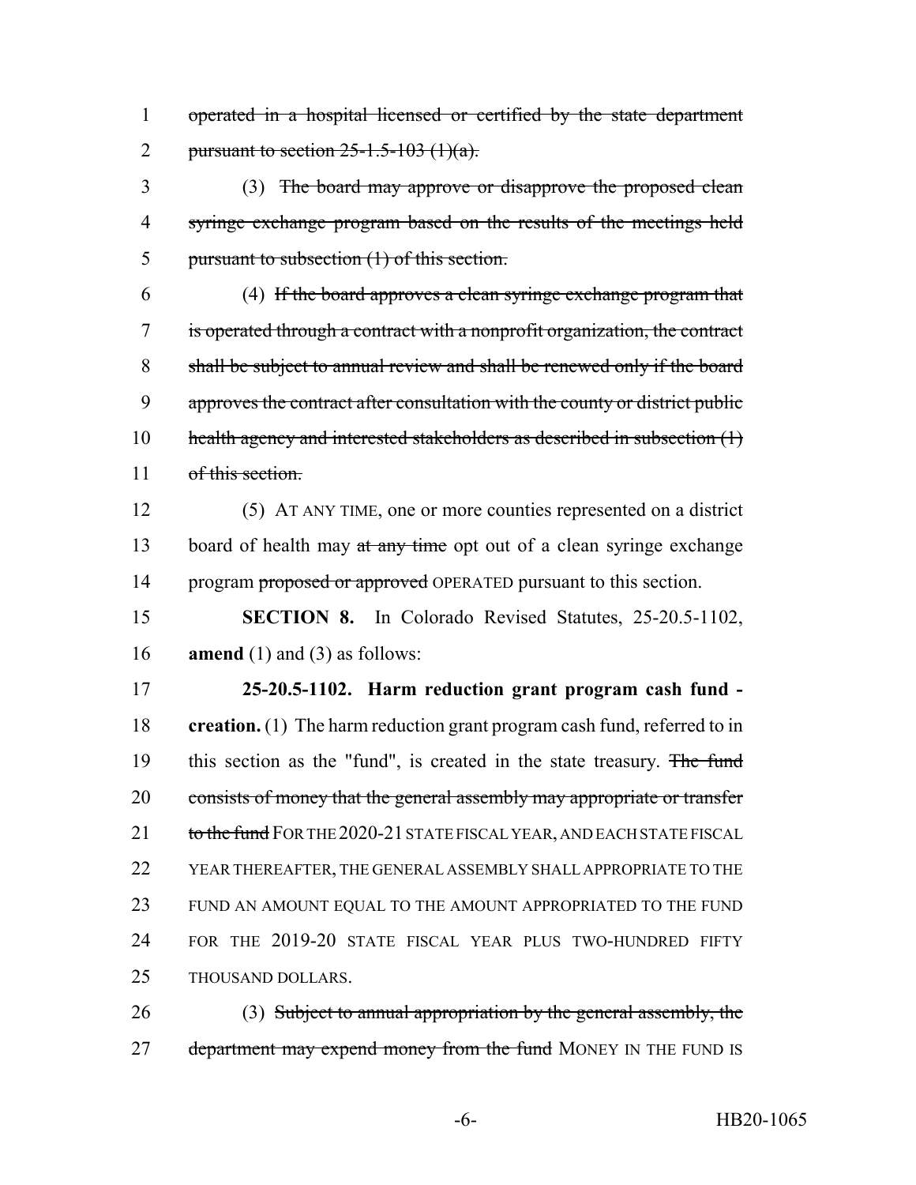~~operated in a hospital licensed or certified by the state department pursuant to section 25-1.5-103 (1)(a).~~

(3) ~~The board may approve or disapprove the proposed clean syringe exchange program based on the results of the meetings held pursuant to subsection (1) of this section.~~

(4) ~~If the board approves a clean syringe exchange program that is operated through a contract with a nonprofit organization, the contract shall be subject to annual review and shall be renewed only if the board approves the contract after consultation with the county or district public health agency and interested stakeholders as described in subsection (1) of this section.~~

(5) AT ANY TIME, one or more counties represented on a district board of health may ~~at any time~~ opt out of a clean syringe exchange program ~~proposed or approved~~ OPERATED pursuant to this section.

**SECTION 8.** In Colorado Revised Statutes, 25-20.5-1102, **amend** (1) and (3) as follows:

**25-20.5-1102. Harm reduction grant program cash fund - creation.** (1) The harm reduction grant program cash fund, referred to in this section as the "fund", is created in the state treasury. ~~The fund consists of money that the general assembly may appropriate or transfer to the fund~~ FOR THE 2020-21 STATE FISCAL YEAR, AND EACH STATE FISCAL YEAR THEREAFTER, THE GENERAL ASSEMBLY SHALL APPROPRIATE TO THE FUND AN AMOUNT EQUAL TO THE AMOUNT APPROPRIATED TO THE FUND FOR THE 2019-20 STATE FISCAL YEAR PLUS TWO-HUNDRED FIFTY THOUSAND DOLLARS.

(3) ~~Subject to annual appropriation by the general assembly, the department may expend money from the fund~~ MONEY IN THE FUND IS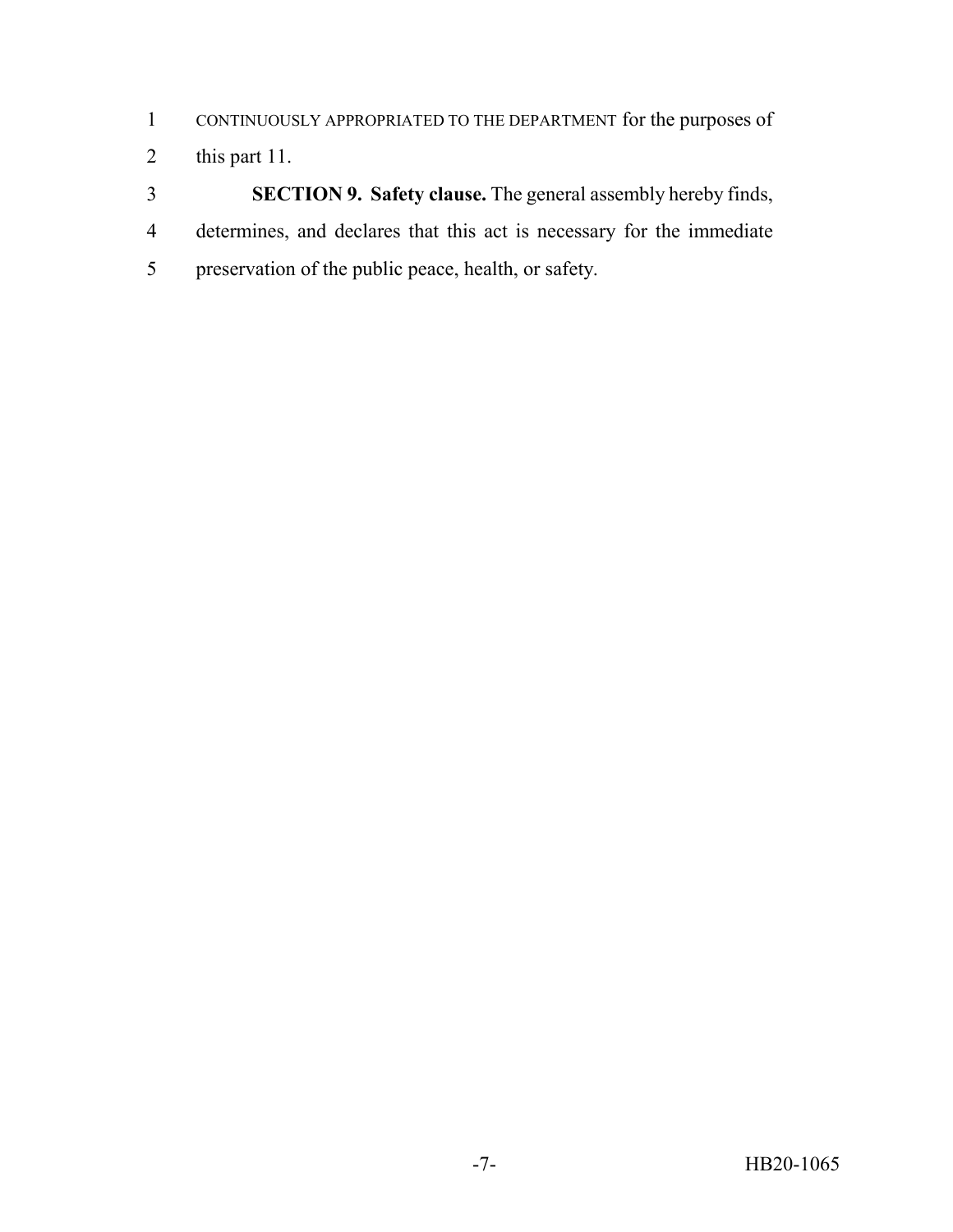CONTINUOUSLY APPROPRIATED TO THE DEPARTMENT for the purposes of this part 11.

**SECTION 9. Safety clause.** The general assembly hereby finds, determines, and declares that this act is necessary for the immediate preservation of the public peace, health, or safety.